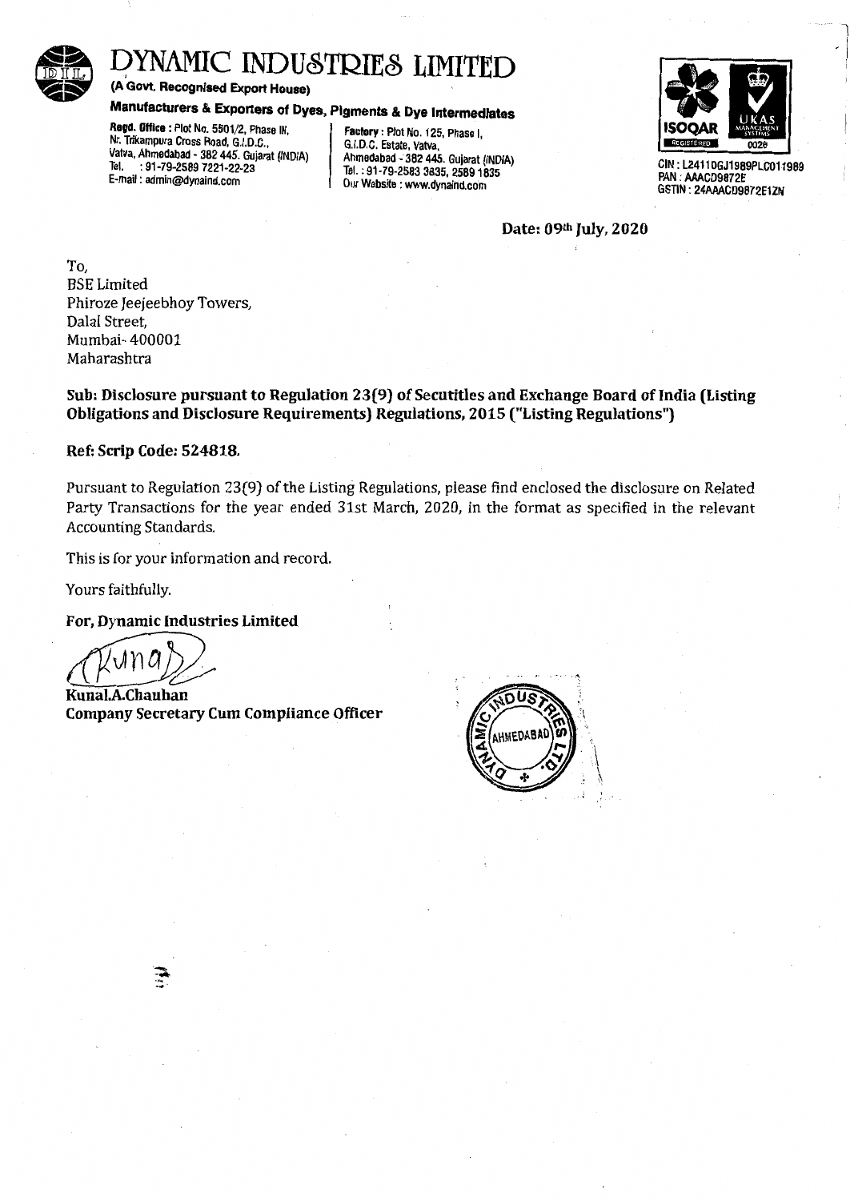# DYNAMIC INDUSTRIES LIMITED

**(A Govt. Recognised Export House)**

**Manufacturers & Exporters of Dyes, Pigments & Dye Intermediates**

**Regd. Office :** Plot No. 5501/2, Phase III, Nr. Trikampura Cross Road, G.I.D.C., Vatva, Ahmedabad - 382 445. Gujarat (INDIA)
Tel. : 91-79-2589 7221-22-23
E-mail : admin@dynaind.com

**Factory :** Plot No. 125, Phase I, G.I.D.C. Estate, Vatva, Ahmedabad - 382 445. Gujarat (INDIA)
Tel. : 91-79-2583 3835, 2589 1835
Our Website : www.dynaind.com

CIN : L24110GJ1989PLC011989
PAN : AAACD9872E
GSTIN : 24AAACD9872E1ZN

**Date: 09th July, 2020**

To,
BSE Limited
Phiroze Jeejeebhoy Towers,
Dalal Street,
Mumbai- 400001
Maharashtra

**Sub: Disclosure pursuant to Regulation 23(9) of Secutitles and Exchange Board of India (Listing Obligations and Disclosure Requirements) Regulations, 2015 ("Listing Regulations")**

**Ref: Scrip Code: 524818.**

Pursuant to Regulation 23(9) of the Listing Regulations, please find enclosed the disclosure on Related Party Transactions for the year ended 31st March, 2020, in the format as specified in the relevant Accounting Standards.

This is for your information and record.

Yours faithfully.

**For, Dynamic Industries Limited**

**Kunal.A.Chauhan**
**Company Secretary Cum Compliance Officer**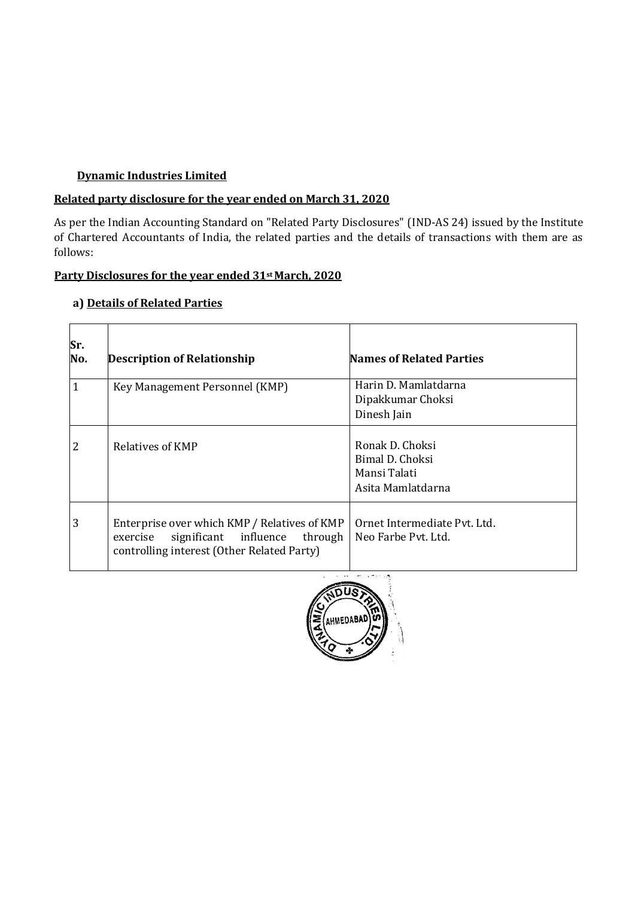**Dynamic Industries Limited**

**Related party disclosure for the year ended on March 31, 2020**

As per the Indian Accounting Standard on "Related Party Disclosures" (IND-AS 24) issued by the Institute of Chartered Accountants of India, the related parties and the details of transactions with them are as follows:

**Party Disclosures for the year ended 31st March, 2020**

**a) Details of Related Parties**

| Sr. No. | Description of Relationship | Names of Related Parties |
|---|---|---|
| 1 | Key Management Personnel (KMP) | Harin D. Mamlatdarna<br>Dipakkumar Choksi<br>Dinesh Jain |
| 2 | Relatives of KMP | Ronak D. Choksi<br>Bimal D. Choksi<br>Mansi Talati<br>Asita Mamlatdarna |
| 3 | Enterprise over which KMP / Relatives of KMP exercise significant influence through controlling interest (Other Related Party) | Ornet Intermediate Pvt. Ltd.<br>Neo Farbe Pvt. Ltd. |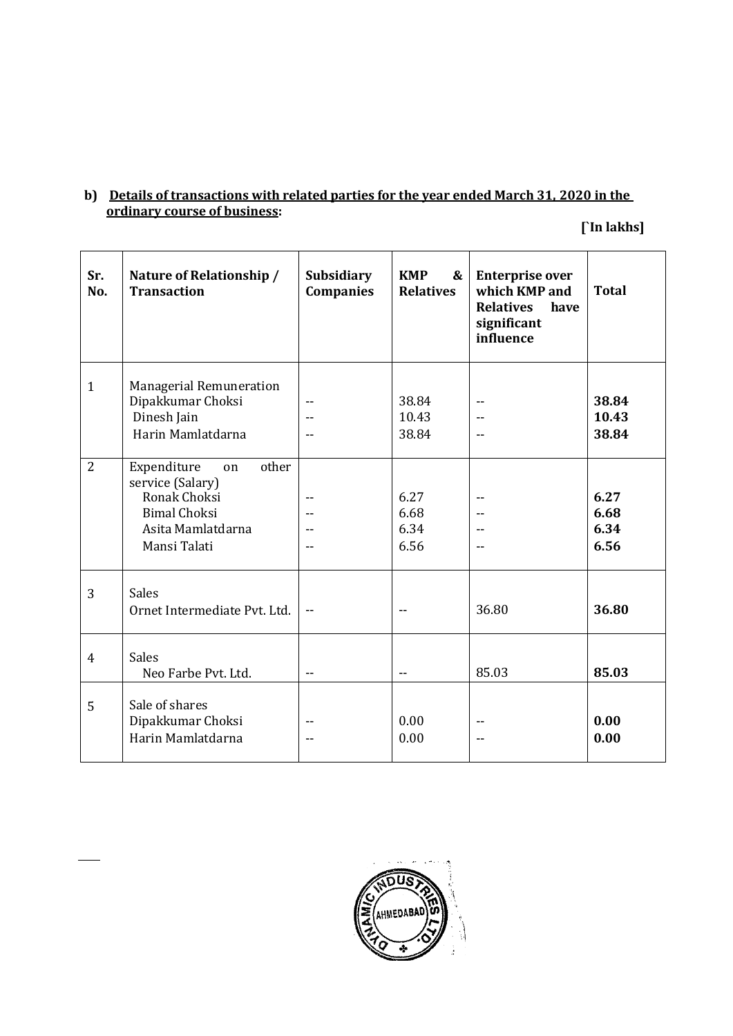**b) Details of transactions with related parties for the year ended March 31, 2020 in the ordinary course of business:**

**[`In lakhs]**

| Sr. No. | Nature of Relationship / Transaction | Subsidiary Companies | KMP & Relatives | Enterprise over which KMP and Relatives have significant influence | Total |
|---|---|---|---|---|---|
| 1 | Managerial Remuneration | | | | |
| | Dipakkumar Choksi | -- | 38.84 | -- | **38.84** |
| | Dinesh Jain | -- | 10.43 | -- | **10.43** |
| | Harin Mamlatdarna | -- | 38.84 | -- | **38.84** |
| 2 | Expenditure on other service (Salary) | | | | |
| | Ronak Choksi | -- | 6.27 | -- | **6.27** |
| | Bimal Choksi | -- | 6.68 | -- | **6.68** |
| | Asita Mamlatdarna | -- | 6.34 | -- | **6.34** |
| | Mansi Talati | -- | 6.56 | -- | **6.56** |
| 3 | Sales | | | | |
| | Ornet Intermediate Pvt. Ltd. | -- | -- | 36.80 | **36.80** |
| 4 | Sales | | | | |
| | Neo Farbe Pvt. Ltd. | -- | -- | 85.03 | **85.03** |
| 5 | Sale of shares | | | | |
| | Dipakkumar Choksi | -- | 0.00 | -- | **0.00** |
| | Harin Mamlatdarna | -- | 0.00 | -- | **0.00** |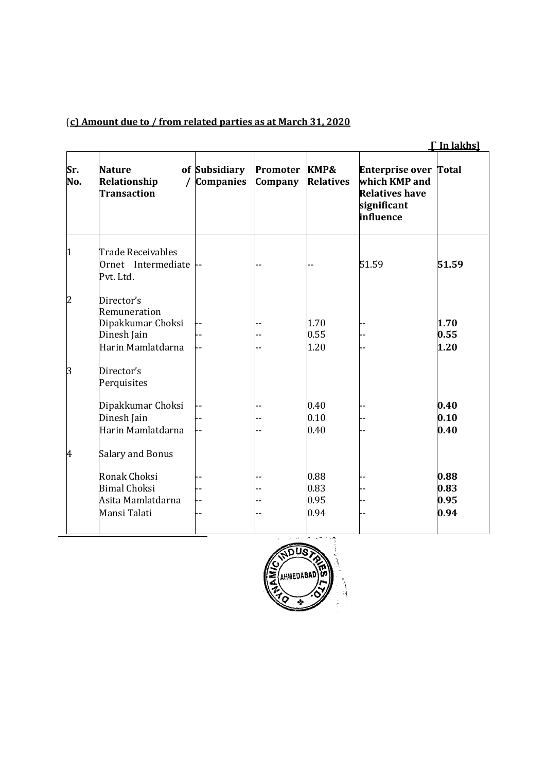(**c) Amount due to / from related parties as at March 31, 2020**

**[` In lakhs]**

| Sr. No. | Nature of Relationship / Transaction | Subsidiary Companies | Promoter Company | KMP& Relatives | Enterprise over which KMP and Relatives have significant influence | Total |
|---|---|---|---|---|---|---|
| 1 | Trade Receivables | | | | | |
| | Ornet Intermediate Pvt. Ltd. | -- | -- | -- | 51.59 | **51.59** |
| 2 | Director's Remuneration | | | | | |
| | Dipakkumar Choksi | -- | -- | 1.70 | -- | **1.70** |
| | Dinesh Jain | -- | -- | 0.55 | -- | **0.55** |
| | Harin Mamlatdarna | -- | -- | 1.20 | -- | **1.20** |
| 3 | Director's Perquisites | | | | | |
| | Dipakkumar Choksi | -- | -- | 0.40 | -- | **0.40** |
| | Dinesh Jain | -- | -- | 0.10 | -- | **0.10** |
| | Harin Mamlatdarna | -- | -- | 0.40 | -- | **0.40** |
| 4 | Salary and Bonus | | | | | |
| | Ronak Choksi | -- | -- | 0.88 | -- | **0.88** |
| | Bimal Choksi | -- | -- | 0.83 | -- | **0.83** |
| | Asita Mamlatdarna | -- | -- | 0.95 | -- | **0.95** |
| | Mansi Talati | -- | -- | 0.94 | -- | **0.94** |